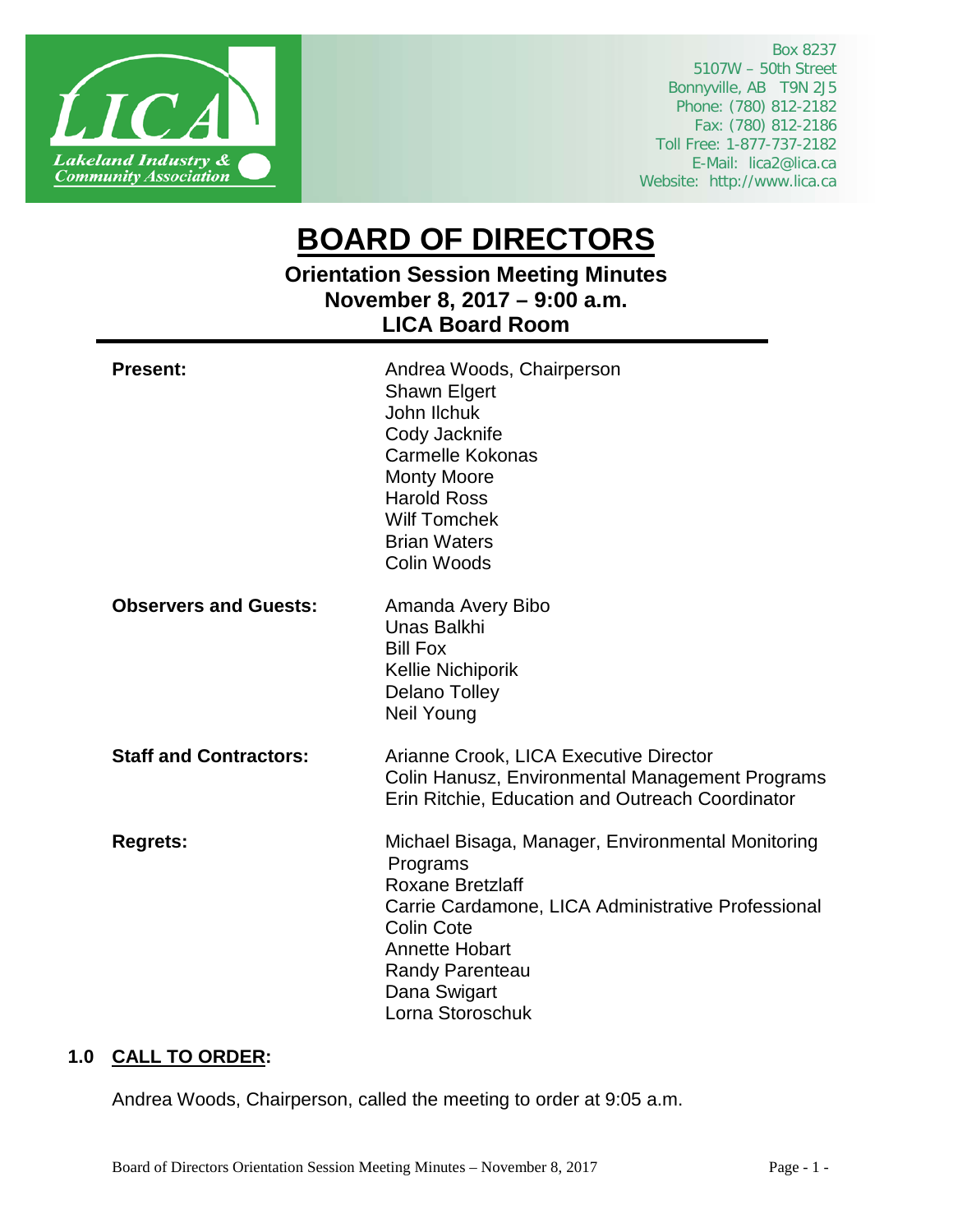LICA
Lakeland Industry & Community Association

Box 8237
5107W – 50th Street
Bonnyville, AB T9N 2J5
Phone: (780) 812-2182
Fax: (780) 812-2186
Toll Free: 1-877-737-2182
E-Mail: lica2@lica.ca
Website: http://www.lica.ca

# BOARD OF DIRECTORS

## Orientation Session Meeting Minutes
## November 8, 2017 – 9:00 a.m.
## LICA Board Room

**Present:**
Andrea Woods, Chairperson
Shawn Elgert
John Ilchuk
Cody Jacknife
Carmelle Kokonas
Monty Moore
Harold Ross
Wilf Tomchek
Brian Waters
Colin Woods

**Observers and Guests:**
Amanda Avery Bibo
Unas Balkhi
Bill Fox
Kellie Nichiporik
Delano Tolley
Neil Young

**Staff and Contractors:**
Arianne Crook, LICA Executive Director
Colin Hanusz, Environmental Management Programs
Erin Ritchie, Education and Outreach Coordinator

**Regrets:**
Michael Bisaga, Manager, Environmental Monitoring Programs
Roxane Bretzlaff
Carrie Cardamone, LICA Administrative Professional
Colin Cote
Annette Hobart
Randy Parenteau
Dana Swigart
Lorna Storoschuk

## 1.0 CALL TO ORDER:

Andrea Woods, Chairperson, called the meeting to order at 9:05 a.m.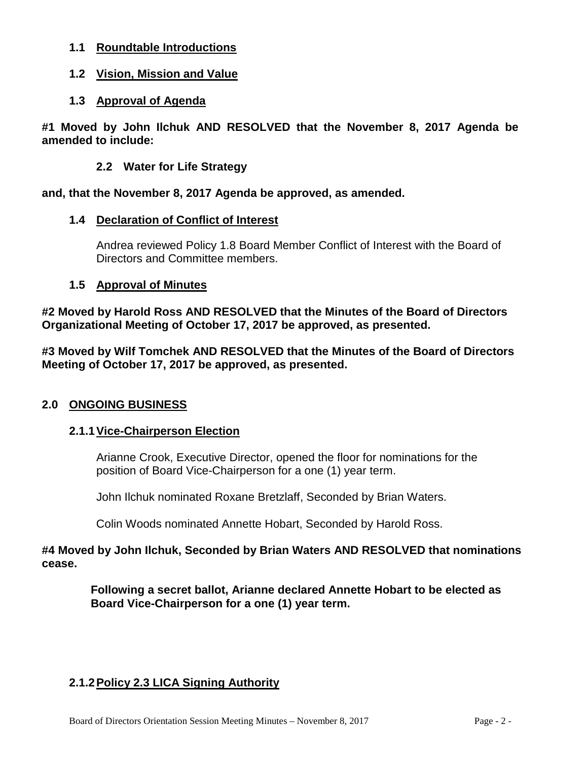### 1.1 Roundtable Introductions

### 1.2 Vision, Mission and Value

### 1.3 Approval of Agenda

**#1 Moved by John Ilchuk AND RESOLVED that the November 8, 2017 Agenda be amended to include:**

**2.2 Water for Life Strategy**

**and, that the November 8, 2017 Agenda be approved, as amended.**

### 1.4 Declaration of Conflict of Interest

Andrea reviewed Policy 1.8 Board Member Conflict of Interest with the Board of Directors and Committee members.

### 1.5 Approval of Minutes

**#2 Moved by Harold Ross AND RESOLVED that the Minutes of the Board of Directors Organizational Meeting of October 17, 2017 be approved, as presented.**

**#3 Moved by Wilf Tomchek AND RESOLVED that the Minutes of the Board of Directors Meeting of October 17, 2017 be approved, as presented.**

## 2.0 ONGOING BUSINESS

### 2.1.1 Vice-Chairperson Election

Arianne Crook, Executive Director, opened the floor for nominations for the position of Board Vice-Chairperson for a one (1) year term.

John Ilchuk nominated Roxane Bretzlaff, Seconded by Brian Waters.

Colin Woods nominated Annette Hobart, Seconded by Harold Ross.

**#4 Moved by John Ilchuk, Seconded by Brian Waters AND RESOLVED that nominations cease.**

**Following a secret ballot, Arianne declared Annette Hobart to be elected as Board Vice-Chairperson for a one (1) year term.**

### 2.1.2 Policy 2.3 LICA Signing Authority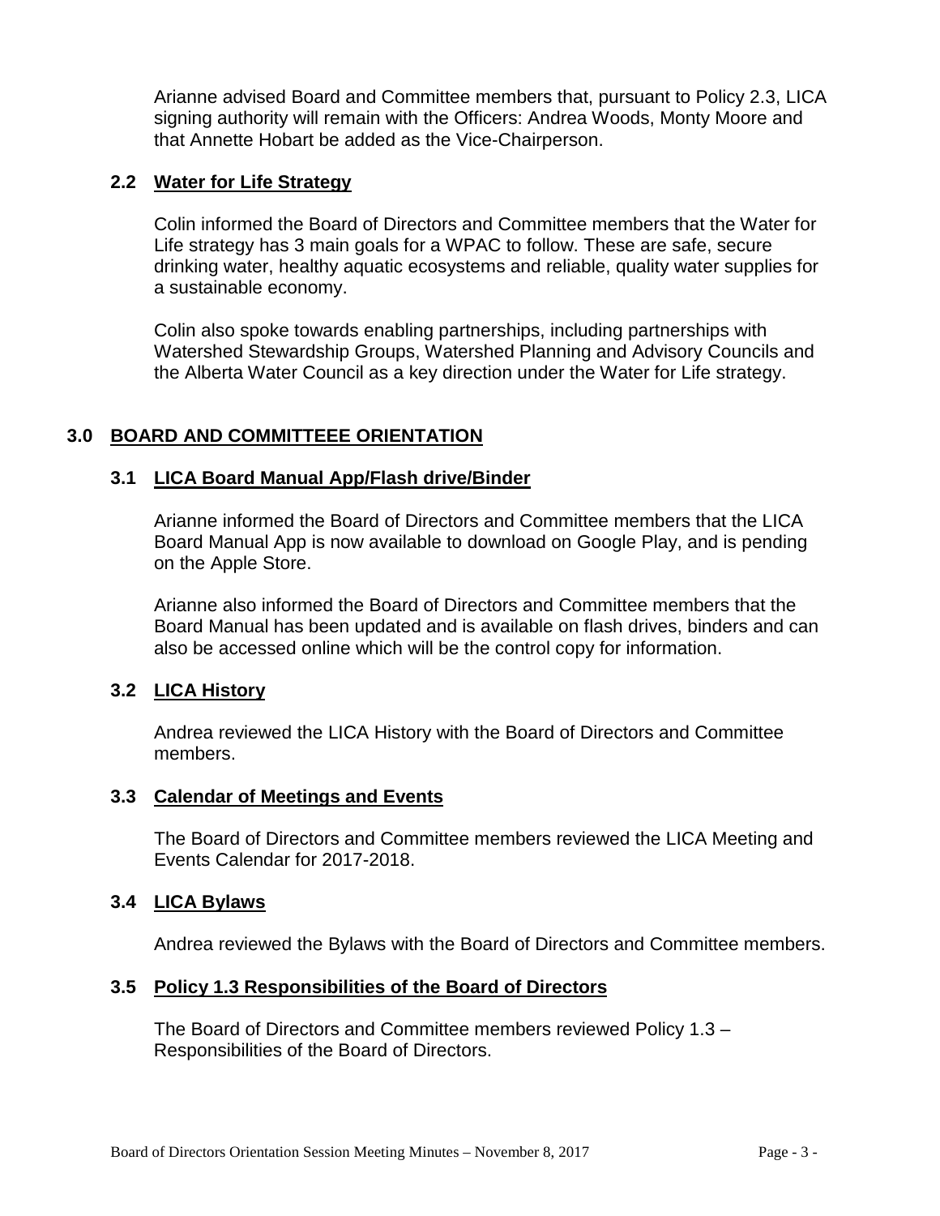Arianne advised Board and Committee members that, pursuant to Policy 2.3, LICA signing authority will remain with the Officers: Andrea Woods, Monty Moore and that Annette Hobart be added as the Vice-Chairperson.

### 2.2 Water for Life Strategy

Colin informed the Board of Directors and Committee members that the Water for Life strategy has 3 main goals for a WPAC to follow. These are safe, secure drinking water, healthy aquatic ecosystems and reliable, quality water supplies for a sustainable economy.

Colin also spoke towards enabling partnerships, including partnerships with Watershed Stewardship Groups, Watershed Planning and Advisory Councils and the Alberta Water Council as a key direction under the Water for Life strategy.

## 3.0 BOARD AND COMMITTEEE ORIENTATION

### 3.1 LICA Board Manual App/Flash drive/Binder

Arianne informed the Board of Directors and Committee members that the LICA Board Manual App is now available to download on Google Play, and is pending on the Apple Store.

Arianne also informed the Board of Directors and Committee members that the Board Manual has been updated and is available on flash drives, binders and can also be accessed online which will be the control copy for information.

### 3.2 LICA History

Andrea reviewed the LICA History with the Board of Directors and Committee members.

### 3.3 Calendar of Meetings and Events

The Board of Directors and Committee members reviewed the LICA Meeting and Events Calendar for 2017-2018.

### 3.4 LICA Bylaws

Andrea reviewed the Bylaws with the Board of Directors and Committee members.

### 3.5 Policy 1.3 Responsibilities of the Board of Directors

The Board of Directors and Committee members reviewed Policy 1.3 – Responsibilities of the Board of Directors.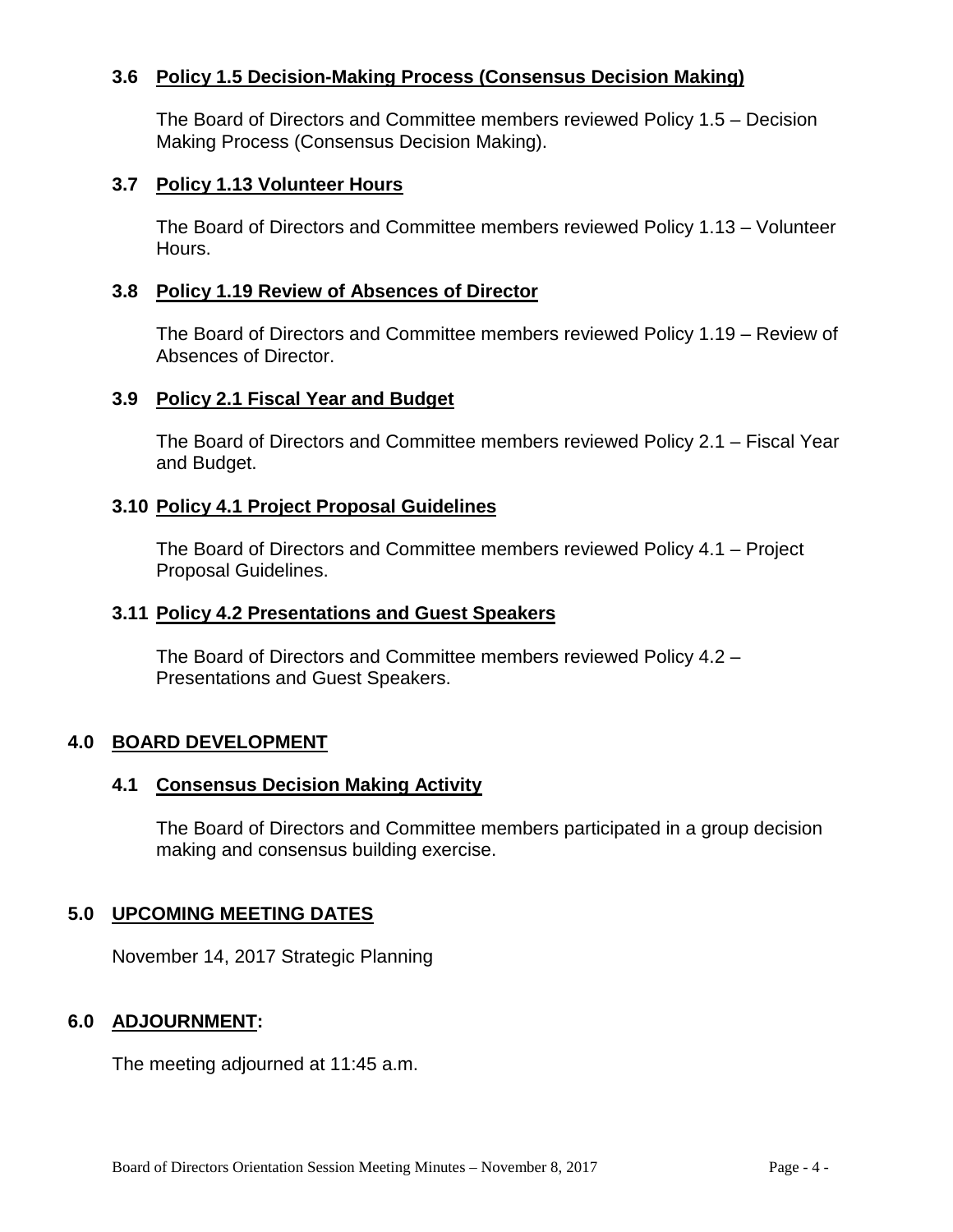### 3.6 Policy 1.5 Decision-Making Process (Consensus Decision Making)

The Board of Directors and Committee members reviewed Policy 1.5 – Decision Making Process (Consensus Decision Making).

### 3.7 Policy 1.13 Volunteer Hours

The Board of Directors and Committee members reviewed Policy 1.13 – Volunteer Hours.

### 3.8 Policy 1.19 Review of Absences of Director

The Board of Directors and Committee members reviewed Policy 1.19 – Review of Absences of Director.

### 3.9 Policy 2.1 Fiscal Year and Budget

The Board of Directors and Committee members reviewed Policy 2.1 – Fiscal Year and Budget.

### 3.10 Policy 4.1 Project Proposal Guidelines

The Board of Directors and Committee members reviewed Policy 4.1 – Project Proposal Guidelines.

### 3.11 Policy 4.2 Presentations and Guest Speakers

The Board of Directors and Committee members reviewed Policy 4.2 – Presentations and Guest Speakers.

## 4.0 BOARD DEVELOPMENT

### 4.1 Consensus Decision Making Activity

The Board of Directors and Committee members participated in a group decision making and consensus building exercise.

## 5.0 UPCOMING MEETING DATES

November 14, 2017 Strategic Planning

## 6.0 ADJOURNMENT:

The meeting adjourned at 11:45 a.m.